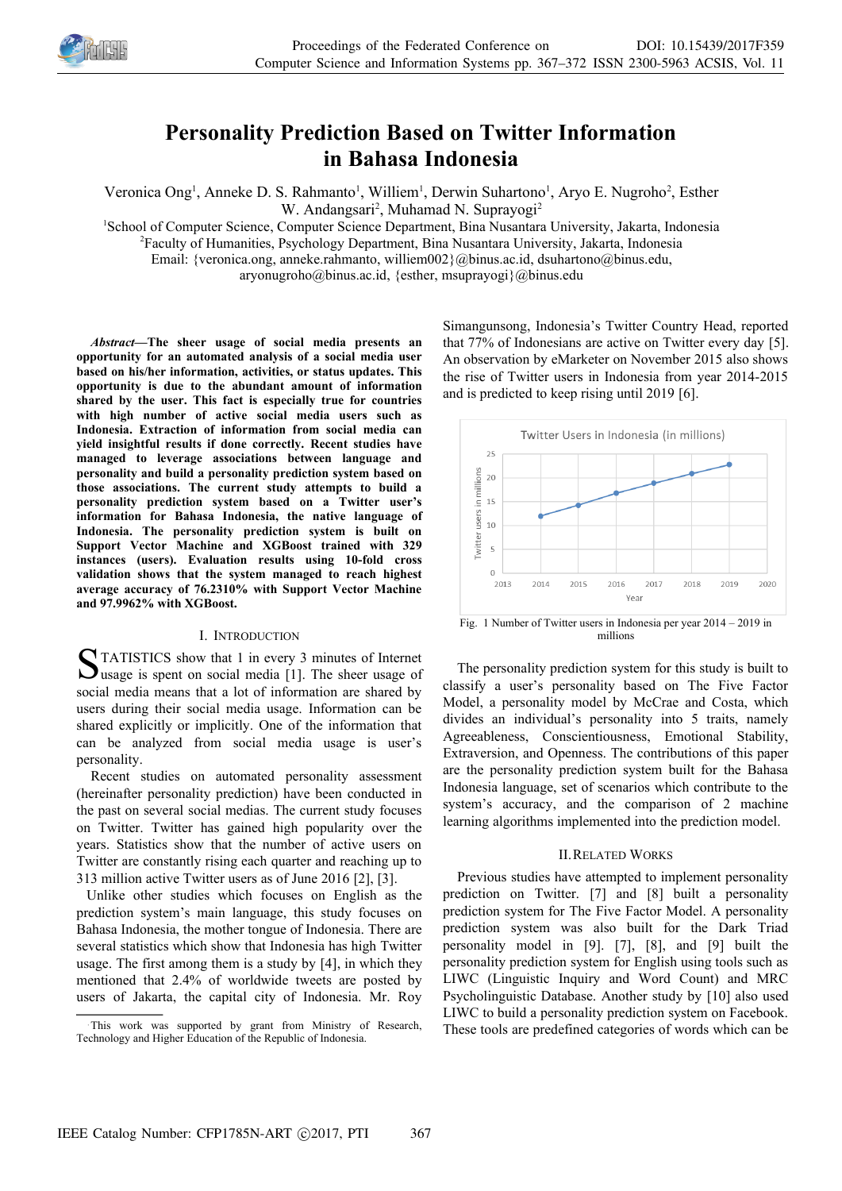# Personality Prediction Based on Twitter Information in Bahasa Indonesia

Veronica Ong[1], Anneke D. S. Rahmanto[1], Williem[1], Derwin Suhartono[1], Aryo E. Nugroho[2], Esther W. Andangsari[2], Muhamad N. Suprayogi[2]

[1]School of Computer Science, Computer Science Department, Bina Nusantara University, Jakarta, Indonesia
[2]Faculty of Humanities, Psychology Department, Bina Nusantara University, Jakarta, Indonesia
Email: {veronica.ong, anneke.rahmanto, williem002}@binus.ac.id, dsuhartono@binus.edu, aryonugroho@binus.ac.id, {esther, msuprayogi}@binus.edu

***Abstract*—The sheer usage of social media presents an opportunity for an automated analysis of a social media user based on his/her information, activities, or status updates. This opportunity is due to the abundant amount of information shared by the user. This fact is especially true for countries with high number of active social media users such as Indonesia. Extraction of information from social media can yield insightful results if done correctly. Recent studies have managed to leverage associations between language and personality and build a personality prediction system based on those associations. The current study attempts to build a personality prediction system based on a Twitter user's information for Bahasa Indonesia, the native language of Indonesia. The personality prediction system is built on Support Vector Machine and XGBoost trained with 329 instances (users). Evaluation results using 10-fold cross validation shows that the system managed to reach highest average accuracy of 76.2310% with Support Vector Machine and 97.9962% with XGBoost.**

## I. Introduction

STATISTICS show that 1 in every 3 minutes of Internet usage is spent on social media [1]. The sheer usage of social media means that a lot of information are shared by users during their social media usage. Information can be shared explicitly or implicitly. One of the information that can be analyzed from social media usage is user's personality.

Recent studies on automated personality assessment (hereinafter personality prediction) have been conducted in the past on several social medias. The current study focuses on Twitter. Twitter has gained high popularity over the years. Statistics show that the number of active users on Twitter are constantly rising each quarter and reaching up to 313 million active Twitter users as of June 2016 [2], [3].

Unlike other studies which focuses on English as the prediction system's main language, this study focuses on Bahasa Indonesia, the mother tongue of Indonesia. There are several statistics which show that Indonesia has high Twitter usage. The first among them is a study by [4], in which they mentioned that 2.4% of worldwide tweets are posted by users of Jakarta, the capital city of Indonesia. Mr. Roy Simangunsong, Indonesia's Twitter Country Head, reported that 77% of Indonesians are active on Twitter every day [5]. An observation by eMarketer on November 2015 also shows the rise of Twitter users in Indonesia from year 2014-2015 and is predicted to keep rising until 2019 [6].

Fig. 1 Number of Twitter users in Indonesia per year 2014 – 2019 in millions

The personality prediction system for this study is built to classify a user's personality based on The Five Factor Model, a personality model by McCrae and Costa, which divides an individual's personality into 5 traits, namely Agreeableness, Conscientiousness, Emotional Stability, Extraversion, and Openness. The contributions of this paper are the personality prediction system built for the Bahasa Indonesia language, set of scenarios which contribute to the system's accuracy, and the comparison of 2 machine learning algorithms implemented into the prediction model.

## II. Related Works

Previous studies have attempted to implement personality prediction on Twitter. [7] and [8] built a personality prediction system for The Five Factor Model. A personality prediction system was also built for the Dark Triad personality model in [9]. [7], [8], and [9] built the personality prediction system for English using tools such as LIWC (Linguistic Inquiry and Word Count) and MRC Psycholinguistic Database. Another study by [10] also used LIWC to build a personality prediction system on Facebook. These tools are predefined categories of words which can be

This work was supported by grant from Ministry of Research, Technology and Higher Education of the Republic of Indonesia.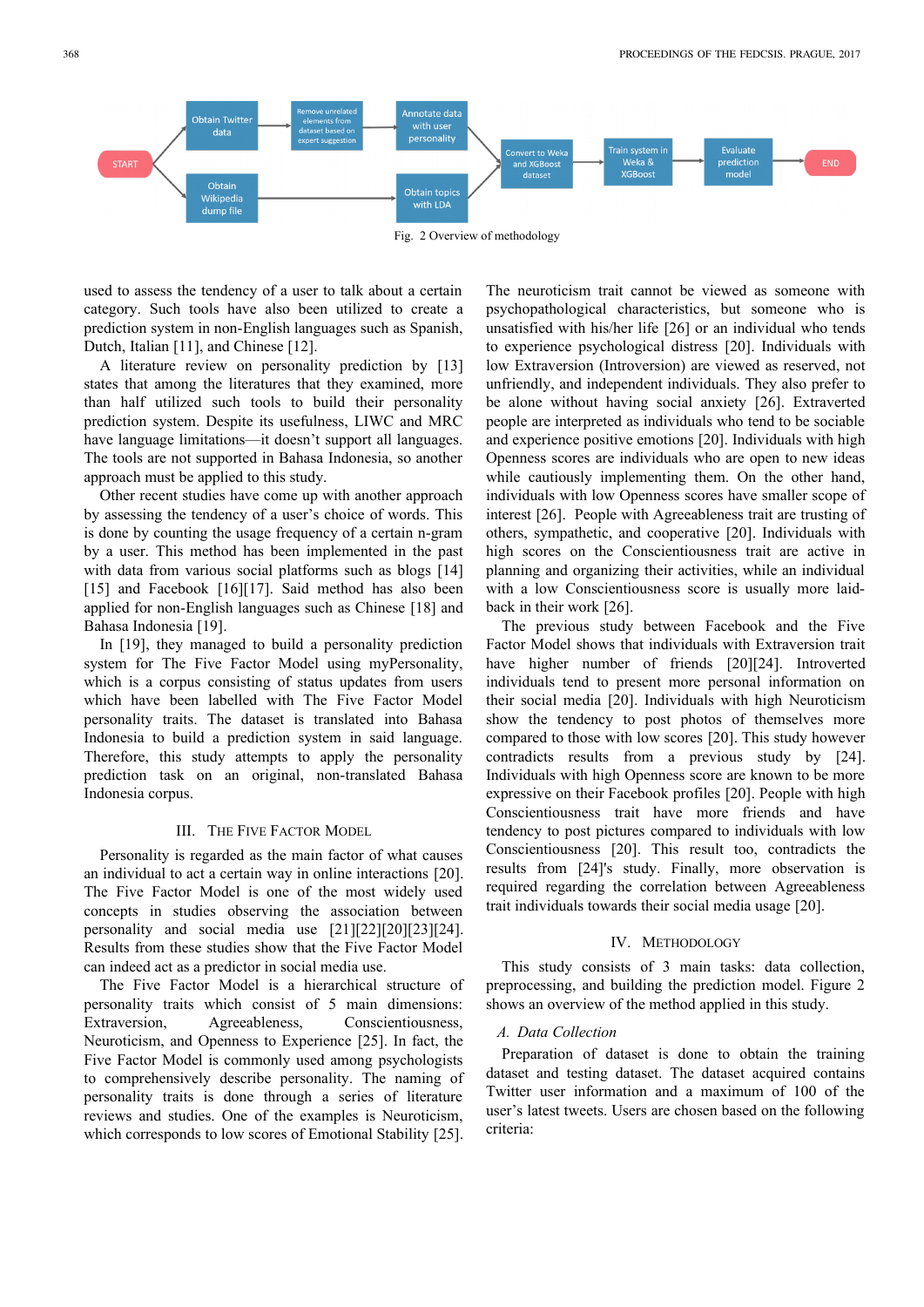used to assess the tendency of a user to talk about a certain category. Such tools have also been utilized to create a prediction system in non-English languages such as Spanish, Dutch, Italian [11], and Chinese [12].

A literature review on personality prediction by [13] states that among the literatures that they examined, more than half utilized such tools to build their personality prediction system. Despite its usefulness, LIWC and MRC have language limitations—it doesn't support all languages. The tools are not supported in Bahasa Indonesia, so another approach must be applied to this study.

Other recent studies have come up with another approach by assessing the tendency of a user's choice of words. This is done by counting the usage frequency of a certain n-gram by a user. This method has been implemented in the past with data from various social platforms such as blogs [14] [15] and Facebook [16][17]. Said method has also been applied for non-English languages such as Chinese [18] and Bahasa Indonesia [19].

In [19], they managed to build a personality prediction system for The Five Factor Model using myPersonality, which is a corpus consisting of status updates from users which have been labelled with The Five Factor Model personality traits. The dataset is translated into Bahasa Indonesia to build a prediction system in said language. Therefore, this study attempts to apply the personality prediction task on an original, non-translated Bahasa Indonesia corpus.

## III. The Five Factor Model

Personality is regarded as the main factor of what causes an individual to act a certain way in online interactions [20]. The Five Factor Model is one of the most widely used concepts in studies observing the association between personality and social media use [21][22][20][23][24]. Results from these studies show that the Five Factor Model can indeed act as a predictor in social media use.

The Five Factor Model is a hierarchical structure of personality traits which consist of 5 main dimensions: Extraversion, Agreeableness, Conscientiousness, Neuroticism, and Openness to Experience [25]. In fact, the Five Factor Model is commonly used among psychologists to comprehensively describe personality. The naming of personality traits is done through a series of literature reviews and studies. One of the examples is Neuroticism, which corresponds to low scores of Emotional Stability [25]. The neuroticism trait cannot be viewed as someone with psychopathological characteristics, but someone who is unsatisfied with his/her life [26] or an individual who tends to experience psychological distress [20]. Individuals with low Extraversion (Introversion) are viewed as reserved, not unfriendly, and independent individuals. They also prefer to be alone without having social anxiety [26]. Extraverted people are interpreted as individuals who tend to be sociable and experience positive emotions [20]. Individuals with high Openness scores are individuals who are open to new ideas while cautiously implementing them. On the other hand, individuals with low Openness scores have smaller scope of interest [26]. People with Agreeableness trait are trusting of others, sympathetic, and cooperative [20]. Individuals with high scores on the Conscientiousness trait are active in planning and organizing their activities, while an individual with a low Conscientiousness score is usually more laid-back in their work [26].

The previous study between Facebook and the Five Factor Model shows that individuals with Extraversion trait have higher number of friends [20][24]. Introverted individuals tend to present more personal information on their social media [20]. Individuals with high Neuroticism show the tendency to post photos of themselves more compared to those with low scores [20]. This study however contradicts results from a previous study by [24]. Individuals with high Openness score are known to be more expressive on their Facebook profiles [20]. People with high Conscientiousness trait have more friends and have tendency to post pictures compared to individuals with low Conscientiousness [20]. This result too, contradicts the results from [24]'s study. Finally, more observation is required regarding the correlation between Agreeableness trait individuals towards their social media usage [20].

## IV. Methodology

This study consists of 3 main tasks: data collection, preprocessing, and building the prediction model. Figure 2 shows an overview of the method applied in this study.

Fig. 2 Overview of methodology

### *A. Data Collection*

Preparation of dataset is done to obtain the training dataset and testing dataset. The dataset acquired contains Twitter user information and a maximum of 100 of the user's latest tweets. Users are chosen based on the following criteria: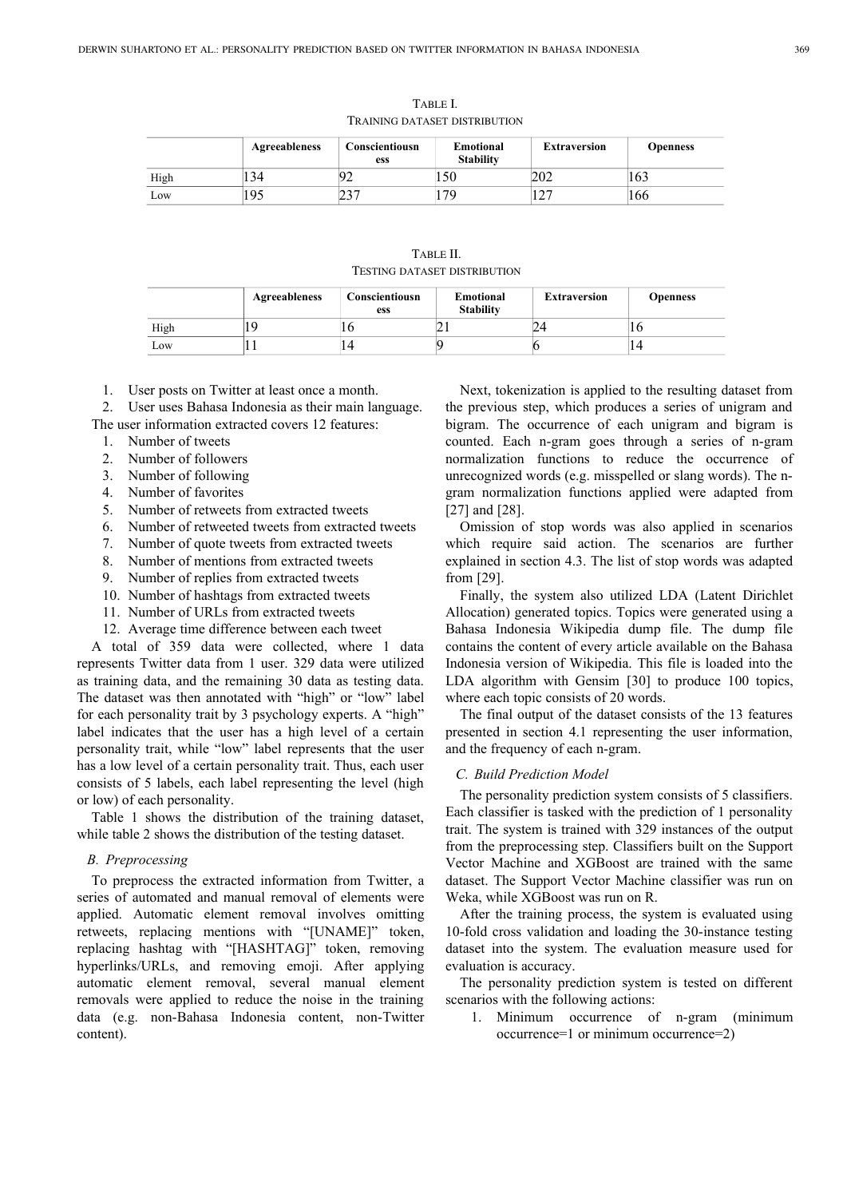TABLE I.
TRAINING DATASET DISTRIBUTION

| | Agreeableness | Conscientiousness | Emotional Stability | Extraversion | Openness |
|---|---|---|---|---|---|
| High | 134 | 92 | 150 | 202 | 163 |
| Low | 195 | 237 | 179 | 127 | 166 |

TABLE II.
TESTING DATASET DISTRIBUTION

| | Agreeableness | Conscientiousness | Emotional Stability | Extraversion | Openness |
|---|---|---|---|---|---|
| High | 19 | 16 | 21 | 24 | 16 |
| Low | 11 | 14 | 9 | 6 | 14 |

1. User posts on Twitter at least once a month.
2. User uses Bahasa Indonesia as their main language.

The user information extracted covers 12 features:

1. Number of tweets
2. Number of followers
3. Number of following
4. Number of favorites
5. Number of retweets from extracted tweets
6. Number of retweeted tweets from extracted tweets
7. Number of quote tweets from extracted tweets
8. Number of mentions from extracted tweets
9. Number of replies from extracted tweets
10. Number of hashtags from extracted tweets
11. Number of URLs from extracted tweets
12. Average time difference between each tweet

A total of 359 data were collected, where 1 data represents Twitter data from 1 user. 329 data were utilized as training data, and the remaining 30 data as testing data. The dataset was then annotated with "high" or "low" label for each personality trait by 3 psychology experts. A "high" label indicates that the user has a high level of a certain personality trait, while "low" label represents that the user has a low level of a certain personality trait. Thus, each user consists of 5 labels, each label representing the level (high or low) of each personality.

Table 1 shows the distribution of the training dataset, while table 2 shows the distribution of the testing dataset.

### *B. Preprocessing*

To preprocess the extracted information from Twitter, a series of automated and manual removal of elements were applied. Automatic element removal involves omitting retweets, replacing mentions with "[UNAME]" token, replacing hashtag with "[HASHTAG]" token, removing hyperlinks/URLs, and removing emoji. After applying automatic element removal, several manual element removals were applied to reduce the noise in the training data (e.g. non-Bahasa Indonesia content, non-Twitter content).

Next, tokenization is applied to the resulting dataset from the previous step, which produces a series of unigram and bigram. The occurrence of each unigram and bigram is counted. Each n-gram goes through a series of n-gram normalization functions to reduce the occurrence of unrecognized words (e.g. misspelled or slang words). The n-gram normalization functions applied were adapted from [27] and [28].

Omission of stop words was also applied in scenarios which require said action. The scenarios are further explained in section 4.3. The list of stop words was adapted from [29].

Finally, the system also utilized LDA (Latent Dirichlet Allocation) generated topics. Topics were generated using a Bahasa Indonesia Wikipedia dump file. The dump file contains the content of every article available on the Bahasa Indonesia version of Wikipedia. This file is loaded into the LDA algorithm with Gensim [30] to produce 100 topics, where each topic consists of 20 words.

The final output of the dataset consists of the 13 features presented in section 4.1 representing the user information, and the frequency of each n-gram.

### *C. Build Prediction Model*

The personality prediction system consists of 5 classifiers. Each classifier is tasked with the prediction of 1 personality trait. The system is trained with 329 instances of the output from the preprocessing step. Classifiers built on the Support Vector Machine and XGBoost are trained with the same dataset. The Support Vector Machine classifier was run on Weka, while XGBoost was run on R.

After the training process, the system is evaluated using 10-fold cross validation and loading the 30-instance testing dataset into the system. The evaluation measure used for evaluation is accuracy.

The personality prediction system is tested on different scenarios with the following actions:

1. Minimum occurrence of n-gram (minimum occurrence=1 or minimum occurrence=2)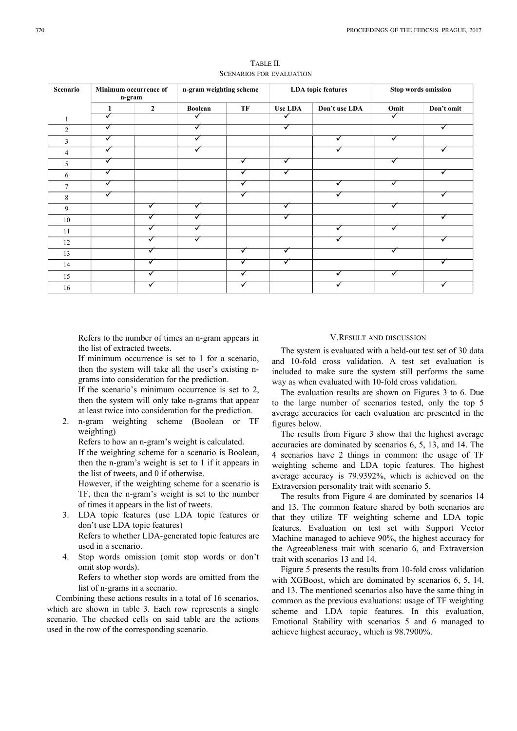TABLE II.
SCENARIOS FOR EVALUATION

| Scenario | Minimum occurrence of n-gram | | n-gram weighting scheme | | LDA topic features | | Stop words omission | |
|---|---|---|---|---|---|---|---|---|
| | 1 | 2 | Boolean | TF | Use LDA | Don't use LDA | Omit | Don't omit |
| 1 | ✓ | | ✓ | | ✓ | | ✓ | |
| 2 | ✓ | | ✓ | | ✓ | | | ✓ |
| 3 | ✓ | | ✓ | | | ✓ | ✓ | |
| 4 | ✓ | | ✓ | | | ✓ | | ✓ |
| 5 | ✓ | | | ✓ | ✓ | | ✓ | |
| 6 | ✓ | | | ✓ | ✓ | | | ✓ |
| 7 | ✓ | | | ✓ | | ✓ | ✓ | |
| 8 | ✓ | | | ✓ | | ✓ | | ✓ |
| 9 | | ✓ | ✓ | | ✓ | | ✓ | |
| 10 | | ✓ | ✓ | | ✓ | | | ✓ |
| 11 | | ✓ | ✓ | | | ✓ | ✓ | |
| 12 | | ✓ | ✓ | | | ✓ | | ✓ |
| 13 | | ✓ | | ✓ | ✓ | | ✓ | |
| 14 | | ✓ | | ✓ | ✓ | | | ✓ |
| 15 | | ✓ | | ✓ | | ✓ | ✓ | |
| 16 | | ✓ | | ✓ | | ✓ | | ✓ |

Refers to the number of times an n-gram appears in the list of extracted tweets.

If minimum occurrence is set to 1 for a scenario, then the system will take all the user's existing n-grams into consideration for the prediction.

If the scenario's minimum occurrence is set to 2, then the system will only take n-grams that appear at least twice into consideration for the prediction.

2. n-gram weighting scheme (Boolean or TF weighting)

   Refers to how an n-gram's weight is calculated.

   If the weighting scheme for a scenario is Boolean, then the n-gram's weight is set to 1 if it appears in the list of tweets, and 0 if otherwise.

   However, if the weighting scheme for a scenario is TF, then the n-gram's weight is set to the number of times it appears in the list of tweets.

3. LDA topic features (use LDA topic features or don't use LDA topic features)

   Refers to whether LDA-generated topic features are used in a scenario.

4. Stop words omission (omit stop words or don't omit stop words).

   Refers to whether stop words are omitted from the list of n-grams in a scenario.

Combining these actions results in a total of 16 scenarios, which are shown in table 3. Each row represents a single scenario. The checked cells on said table are the actions used in the row of the corresponding scenario.

## V. RESULT AND DISCUSSION

The system is evaluated with a held-out test set of 30 data and 10-fold cross validation. A test set evaluation is included to make sure the system still performs the same way as when evaluated with 10-fold cross validation.

The evaluation results are shown on Figures 3 to 6. Due to the large number of scenarios tested, only the top 5 average accuracies for each evaluation are presented in the figures below.

The results from Figure 3 show that the highest average accuracies are dominated by scenarios 6, 5, 13, and 14. The 4 scenarios have 2 things in common: the usage of TF weighting scheme and LDA topic features. The highest average accuracy is 79.9392%, which is achieved on the Extraversion personality trait with scenario 5.

The results from Figure 4 are dominated by scenarios 14 and 13. The common feature shared by both scenarios are that they utilize TF weighting scheme and LDA topic features. Evaluation on test set with Support Vector Machine managed to achieve 90%, the highest accuracy for the Agreeableness trait with scenario 6, and Extraversion trait with scenarios 13 and 14.

Figure 5 presents the results from 10-fold cross validation with XGBoost, which are dominated by scenarios 6, 5, 14, and 13. The mentioned scenarios also have the same thing in common as the previous evaluations: usage of TF weighting scheme and LDA topic features. In this evaluation, Emotional Stability with scenarios 5 and 6 managed to achieve highest accuracy, which is 98.7900%.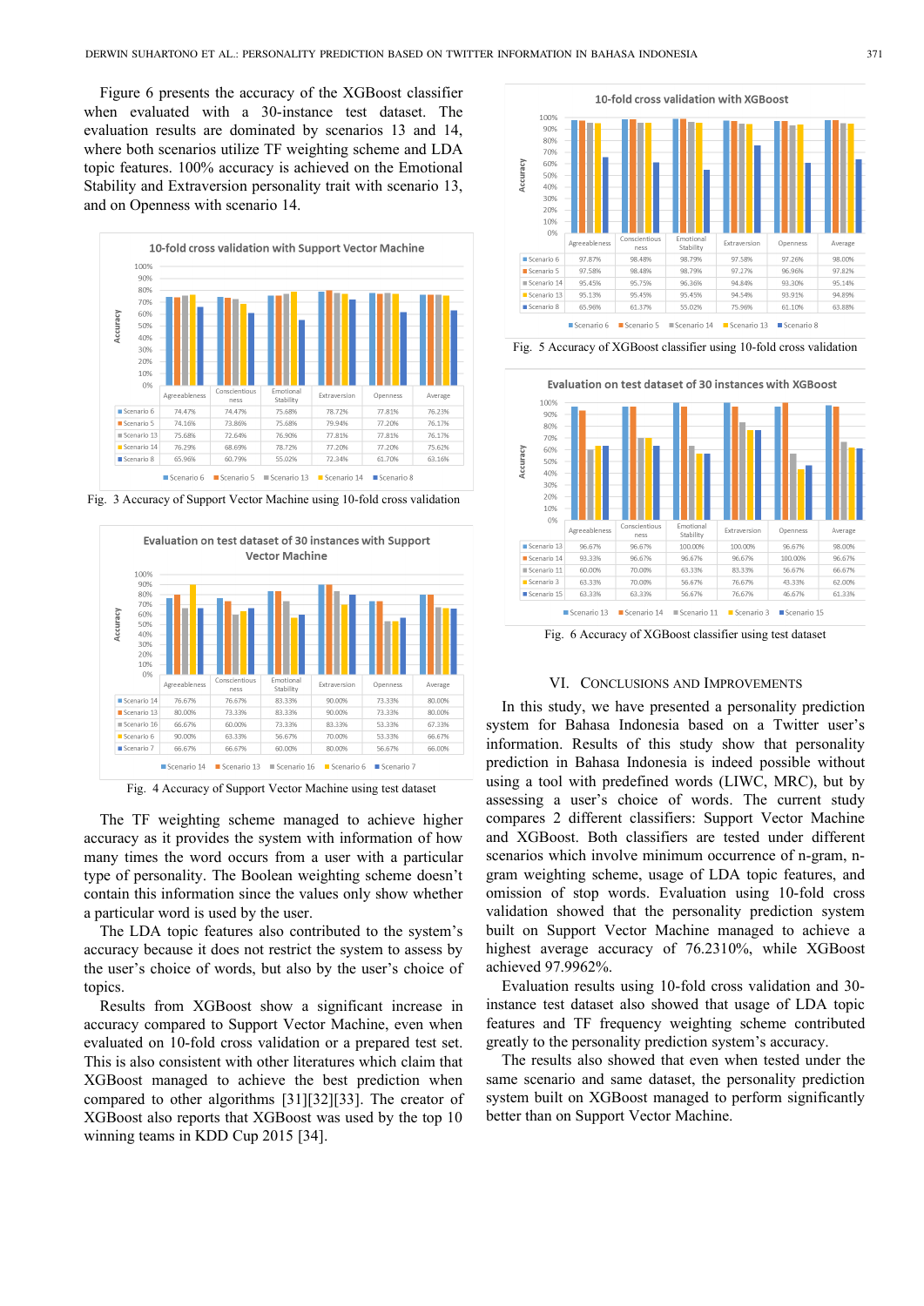Figure 6 presents the accuracy of the XGBoost classifier when evaluated with a 30-instance test dataset. The evaluation results are dominated by scenarios 13 and 14, where both scenarios utilize TF weighting scheme and LDA topic features. 100% accuracy is achieved on the Emotional Stability and Extraversion personality trait with scenario 13, and on Openness with scenario 14.

**10-fold cross validation with Support Vector Machine**

| | Agreeableness | Conscientiousness | Emotional Stability | Extraversion | Openness | Average |
|---|---|---|---|---|---|---|
| Scenario 6 | 74.47% | 74.47% | 75.68% | 78.72% | 77.81% | 76.23% |
| Scenario 5 | 74.16% | 73.86% | 75.68% | 79.94% | 77.20% | 76.17% |
| Scenario 13 | 75.68% | 72.64% | 76.90% | 77.81% | 77.81% | 76.17% |
| Scenario 14 | 76.29% | 68.69% | 78.72% | 77.20% | 77.20% | 75.62% |
| Scenario 8 | 65.96% | 60.79% | 55.02% | 72.34% | 61.70% | 63.16% |

Fig. 3 Accuracy of Support Vector Machine using 10-fold cross validation

**Evaluation on test dataset of 30 instances with Support Vector Machine**

| | Agreeableness | Conscientiousness | Emotional Stability | Extraversion | Openness | Average |
|---|---|---|---|---|---|---|
| Scenario 14 | 76.67% | 76.67% | 83.33% | 90.00% | 73.33% | 80.00% |
| Scenario 13 | 80.00% | 73.33% | 83.33% | 90.00% | 73.33% | 80.00% |
| Scenario 16 | 66.67% | 60.00% | 73.33% | 83.33% | 53.33% | 67.33% |
| Scenario 6 | 90.00% | 63.33% | 56.67% | 70.00% | 53.33% | 66.67% |
| Scenario 7 | 66.67% | 66.67% | 60.00% | 80.00% | 56.67% | 66.00% |

Fig. 4 Accuracy of Support Vector Machine using test dataset

The TF weighting scheme managed to achieve higher accuracy as it provides the system with information of how many times the word occurs from a user with a particular type of personality. The Boolean weighting scheme doesn't contain this information since the values only show whether a particular word is used by the user.

The LDA topic features also contributed to the system's accuracy because it does not restrict the system to assess by the user's choice of words, but also by the user's choice of topics.

Results from XGBoost show a significant increase in accuracy compared to Support Vector Machine, even when evaluated on 10-fold cross validation or a prepared test set. This is also consistent with other literatures which claim that XGBoost managed to achieve the best prediction when compared to other algorithms [31][32][33]. The creator of XGBoost also reports that XGBoost was used by the top 10 winning teams in KDD Cup 2015 [34].

**10-fold cross validation with XGBoost**

| | Agreeableness | Conscientiousness | Emotional Stability | Extraversion | Openness | Average |
|---|---|---|---|---|---|---|
| Scenario 6 | 97.87% | 98.48% | 98.79% | 97.58% | 97.26% | 98.00% |
| Scenario 5 | 97.58% | 98.48% | 98.79% | 97.27% | 96.96% | 97.82% |
| Scenario 14 | 95.45% | 95.75% | 96.36% | 94.84% | 93.30% | 95.14% |
| Scenario 13 | 95.13% | 95.45% | 95.45% | 94.54% | 93.91% | 94.89% |
| Scenario 8 | 65.96% | 61.37% | 55.02% | 75.96% | 61.10% | 63.88% |

Fig. 5 Accuracy of XGBoost classifier using 10-fold cross validation

**Evaluation on test dataset of 30 instances with XGBoost**

| | Agreeableness | Conscientiousness | Emotional Stability | Extraversion | Openness | Average |
|---|---|---|---|---|---|---|
| Scenario 13 | 96.67% | 96.67% | 100.00% | 100.00% | 96.67% | 98.00% |
| Scenario 14 | 93.33% | 96.67% | 96.67% | 96.67% | 100.00% | 96.67% |
| Scenario 11 | 60.00% | 70.00% | 63.33% | 83.33% | 56.67% | 66.67% |
| Scenario 3 | 63.33% | 70.00% | 56.67% | 76.67% | 43.33% | 62.00% |
| Scenario 15 | 63.33% | 63.33% | 56.67% | 76.67% | 46.67% | 61.33% |

Fig. 6 Accuracy of XGBoost classifier using test dataset

## VI. Conclusions and Improvements

In this study, we have presented a personality prediction system for Bahasa Indonesia based on a Twitter user's information. Results of this study show that personality prediction in Bahasa Indonesia is indeed possible without using a tool with predefined words (LIWC, MRC), but by assessing a user's choice of words. The current study compares 2 different classifiers: Support Vector Machine and XGBoost. Both classifiers are tested under different scenarios which involve minimum occurrence of n-gram, n-gram weighting scheme, usage of LDA topic features, and omission of stop words. Evaluation using 10-fold cross validation showed that the personality prediction system built on Support Vector Machine managed to achieve a highest average accuracy of 76.2310%, while XGBoost achieved 97.9962%.

Evaluation results using 10-fold cross validation and 30-instance test dataset also showed that usage of LDA topic features and TF frequency weighting scheme contributed greatly to the personality prediction system's accuracy.

The results also showed that even when tested under the same scenario and same dataset, the personality prediction system built on XGBoost managed to perform significantly better than on Support Vector Machine.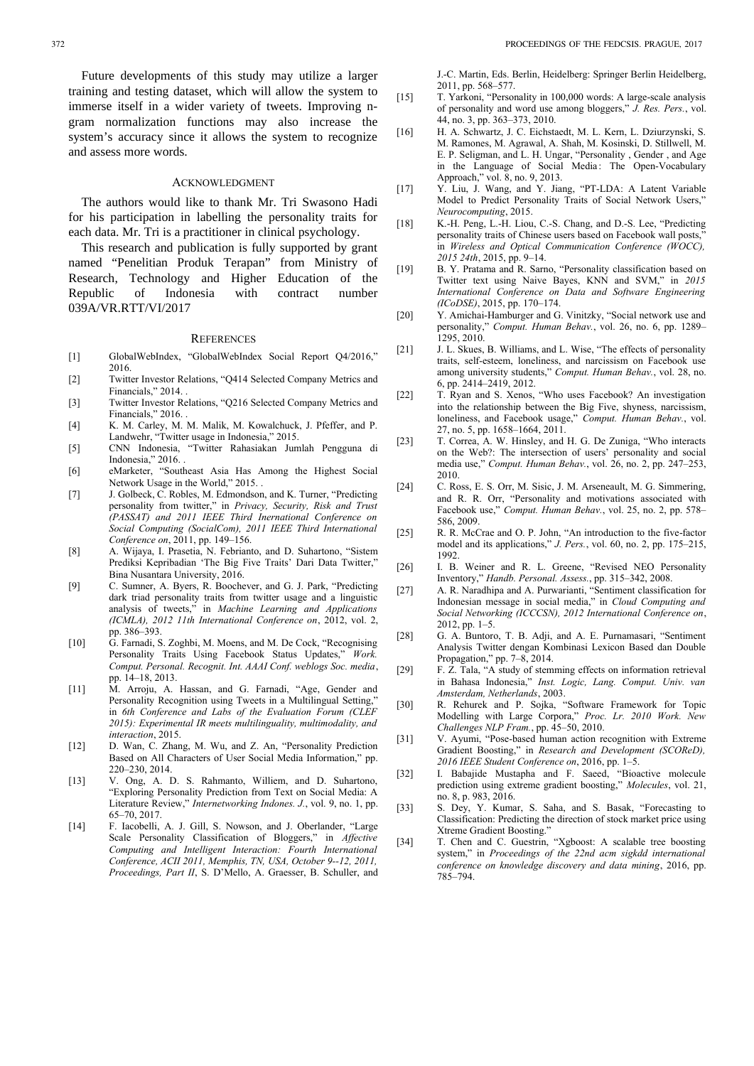Future developments of this study may utilize a larger training and testing dataset, which will allow the system to immerse itself in a wider variety of tweets. Improving n-gram normalization functions may also increase the system's accuracy since it allows the system to recognize and assess more words.

## Acknowledgment

The authors would like to thank Mr. Tri Swasono Hadi for his participation in labelling the personality traits for each data. Mr. Tri is a practitioner in clinical psychology.

This research and publication is fully supported by grant named "Penelitian Produk Terapan" from Ministry of Research, Technology and Higher Education of the Republic of Indonesia with contract number 039A/VR.RTT/VI/2017

## References

[1] GlobalWebIndex, "GlobalWebIndex Social Report Q4/2016," 2016.

[2] Twitter Investor Relations, "Q414 Selected Company Metrics and Financials," 2014. .

[3] Twitter Investor Relations, "Q216 Selected Company Metrics and Financials," 2016. .

[4] K. M. Carley, M. M. Malik, M. Kowalchuck, J. Pfeffer, and P. Landwehr, "Twitter usage in Indonesia," 2015.

[5] CNN Indonesia, "Twitter Rahasiakan Jumlah Pengguna di Indonesia," 2016. .

[6] eMarketer, "Southeast Asia Has Among the Highest Social Network Usage in the World," 2015. .

[7] J. Golbeck, C. Robles, M. Edmondson, and K. Turner, "Predicting personality from twitter," in *Privacy, Security, Risk and Trust (PASSAT) and 2011 IEEE Third Inernational Conference on Social Computing (SocialCom), 2011 IEEE Third International Conference on*, 2011, pp. 149–156.

[8] A. Wijaya, I. Prasetia, N. Febrianto, and D. Suhartono, "Sistem Prediksi Kepribadian 'The Big Five Traits' Dari Data Twitter," Bina Nusantara University, 2016.

[9] C. Sumner, A. Byers, R. Boochever, and G. J. Park, "Predicting dark triad personality traits from twitter usage and a linguistic analysis of tweets," in *Machine Learning and Applications (ICMLA), 2012 11th International Conference on*, 2012, vol. 2, pp. 386–393.

[10] G. Farnadi, S. Zoghbi, M. Moens, and M. De Cock, "Recognising Personality Traits Using Facebook Status Updates," *Work. Comput. Personal. Recognit. Int. AAAI Conf. weblogs Soc. media*, pp. 14–18, 2013.

[11] M. Arroju, A. Hassan, and G. Farnadi, "Age, Gender and Personality Recognition using Tweets in a Multilingual Setting," in *6th Conference and Labs of the Evaluation Forum (CLEF 2015): Experimental IR meets multilinguality, multimodality, and interaction*, 2015.

[12] D. Wan, C. Zhang, M. Wu, and Z. An, "Personality Prediction Based on All Characters of User Social Media Information," pp. 220–230, 2014.

[13] V. Ong, A. D. S. Rahmanto, Williem, and D. Suhartono, "Exploring Personality Prediction from Text on Social Media: A Literature Review," *Internetworking Indones. J.*, vol. 9, no. 1, pp. 65–70, 2017.

[14] F. Iacobelli, A. J. Gill, S. Nowson, and J. Oberlander, "Large Scale Personality Classification of Bloggers," in *Affective Computing and Intelligent Interaction: Fourth International Conference, ACII 2011, Memphis, TN, USA, October 9--12, 2011, Proceedings, Part II*, S. D'Mello, A. Graesser, B. Schuller, and J.-C. Martin, Eds. Berlin, Heidelberg: Springer Berlin Heidelberg, 2011, pp. 568–577.

[15] T. Yarkoni, "Personality in 100,000 words: A large-scale analysis of personality and word use among bloggers," *J. Res. Pers.*, vol. 44, no. 3, pp. 363–373, 2010.

[16] H. A. Schwartz, J. C. Eichstaedt, M. L. Kern, L. Dziurzynski, S. M. Ramones, M. Agrawal, A. Shah, M. Kosinski, D. Stillwell, M. E. P. Seligman, and L. H. Ungar, "Personality , Gender , and Age in the Language of Social Media : The Open-Vocabulary Approach," vol. 8, no. 9, 2013.

[17] Y. Liu, J. Wang, and Y. Jiang, "PT-LDA: A Latent Variable Model to Predict Personality Traits of Social Network Users," *Neurocomputing*, 2015.

[18] K.-H. Peng, L.-H. Liou, C.-S. Chang, and D.-S. Lee, "Predicting personality traits of Chinese users based on Facebook wall posts," in *Wireless and Optical Communication Conference (WOCC), 2015 24th*, 2015, pp. 9–14.

[19] B. Y. Pratama and R. Sarno, "Personality classification based on Twitter text using Naive Bayes, KNN and SVM," in *2015 International Conference on Data and Software Engineering (ICoDSE)*, 2015, pp. 170–174.

[20] Y. Amichai-Hamburger and G. Vinitzky, "Social network use and personality," *Comput. Human Behav.*, vol. 26, no. 6, pp. 1289–1295, 2010.

[21] J. L. Skues, B. Williams, and L. Wise, "The effects of personality traits, self-esteem, loneliness, and narcissism on Facebook use among university students," *Comput. Human Behav.*, vol. 28, no. 6, pp. 2414–2419, 2012.

[22] T. Ryan and S. Xenos, "Who uses Facebook? An investigation into the relationship between the Big Five, shyness, narcissism, loneliness, and Facebook usage," *Comput. Human Behav.*, vol. 27, no. 5, pp. 1658–1664, 2011.

[23] T. Correa, A. W. Hinsley, and H. G. De Zuniga, "Who interacts on the Web?: The intersection of users' personality and social media use," *Comput. Human Behav.*, vol. 26, no. 2, pp. 247–253, 2010.

[24] C. Ross, E. S. Orr, M. Sisic, J. M. Arseneault, M. G. Simmering, and R. R. Orr, "Personality and motivations associated with Facebook use," *Comput. Human Behav.*, vol. 25, no. 2, pp. 578–586, 2009.

[25] R. R. McCrae and O. P. John, "An introduction to the five-factor model and its applications," *J. Pers.*, vol. 60, no. 2, pp. 175–215, 1992.

[26] I. B. Weiner and R. L. Greene, "Revised NEO Personality Inventory," *Handb. Personal. Assess.*, pp. 315–342, 2008.

[27] A. R. Naradhipa and A. Purwarianti, "Sentiment classification for Indonesian message in social media," in *Cloud Computing and Social Networking (ICCCSN), 2012 International Conference on*, 2012, pp. 1–5.

[28] G. A. Buntoro, T. B. Adji, and A. E. Purnamasari, "Sentiment Analysis Twitter dengan Kombinasi Lexicon Based dan Double Propagation," pp. 7–8, 2014.

[29] F. Z. Tala, "A study of stemming effects on information retrieval in Bahasa Indonesia," *Inst. Logic, Lang. Comput. Univ. van Amsterdam, Netherlands*, 2003.

[30] R. Rehurek and P. Sojka, "Software Framework for Topic Modelling with Large Corpora," *Proc. Lr. 2010 Work. New Challenges NLP Fram.*, pp. 45–50, 2010.

[31] V. Ayumi, "Pose-based human action recognition with Extreme Gradient Boosting," in *Research and Development (SCOReD), 2016 IEEE Student Conference on*, 2016, pp. 1–5.

[32] I. Babajide Mustapha and F. Saeed, "Bioactive molecule prediction using extreme gradient boosting," *Molecules*, vol. 21, no. 8, p. 983, 2016.

[33] S. Dey, Y. Kumar, S. Saha, and S. Basak, "Forecasting to Classification: Predicting the direction of stock market price using Xtreme Gradient Boosting."

[34] T. Chen and C. Guestrin, "Xgboost: A scalable tree boosting system," in *Proceedings of the 22nd acm sigkdd international conference on knowledge discovery and data mining*, 2016, pp. 785–794.